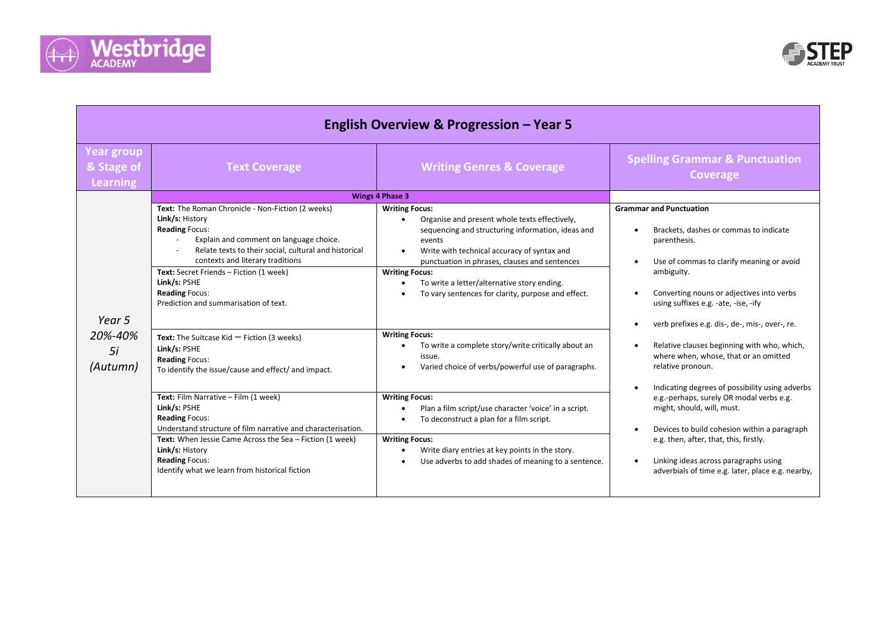# English Overview & Progression – Year 5

| Year group & Stage of Learning | Text Coverage | Writing Genres & Coverage | Spelling Grammar & Punctuation Coverage |
|---|---|---|---|
| | **Wings 4 Phase 3** | | |
| *Year 5 20%-40% 5i (Autumn)* | **Text:** The Roman Chronicle - Non-Fiction (2 weeks)<br>**Link/s:** History<br>**Reading** Focus:<br>- Explain and comment on language choice.<br>- Relate texts to their social, cultural and historical contexts and literary traditions | **Writing Focus:**<br>• Organise and present whole texts effectively, sequencing and structuring information, ideas and events<br>• Write with technical accuracy of syntax and punctuation in phrases, clauses and sentences | **Grammar and Punctuation**<br>• Brackets, dashes or commas to indicate parenthesis.<br>• Use of commas to clarify meaning or avoid ambiguity.<br>• Converting nouns or adjectives into verbs using suffixes e.g. -ate, -ise, -ify<br>• verb prefixes e.g. dis-, de-, mis-, over-, re.<br>• Relative clauses beginning with who, which, where when, whose, that or an omitted relative pronoun.<br>• Indicating degrees of possibility using adverbs e.g.-perhaps, surely OR modal verbs e.g. might, should, will, must.<br>• Devices to build cohesion within a paragraph e.g. then, after, that, this, firstly.<br>• Linking ideas across paragraphs using adverbials of time e.g. later, place e.g. nearby, |
| | **Text:** Secret Friends – Fiction (1 week)<br>**Link/s:** PSHE<br>**Reading** Focus:<br>Prediction and summarisation of text. | **Writing Focus:**<br>• To write a letter/alternative story ending.<br>• To vary sentences for clarity, purpose and effect. | |
| | **Text:** The Suitcase Kid – Fiction (3 weeks)<br>**Link/s:** PSHE<br>**Reading** Focus:<br>To identify the issue/cause and effect/ and impact. | **Writing Focus:**<br>• To write a complete story/write critically about an issue.<br>• Varied choice of verbs/powerful use of paragraphs. | |
| | **Text:** Film Narrative – Film (1 week)<br>**Link/s:** PSHE<br>**Reading** Focus:<br>Understand structure of film narrative and characterisation. | **Writing Focus:**<br>• Plan a film script/use character 'voice' in a script.<br>• To deconstruct a plan for a film script. | |
| | **Text:** When Jessie Came Across the Sea – Fiction (1 week)<br>**Link/s:** History<br>**Reading** Focus:<br>Identify what we learn from historical fiction | **Writing Focus:**<br>• Write diary entries at key points in the story.<br>• Use adverbs to add shades of meaning to a sentence. | |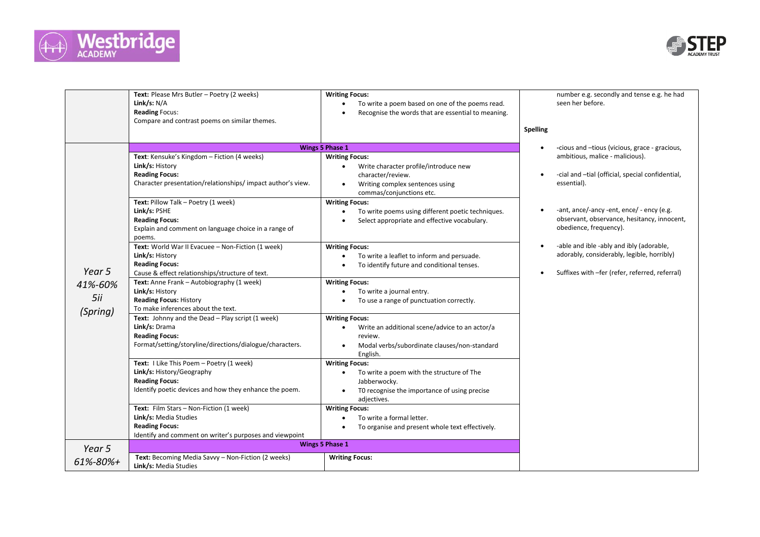| | | | |
|---|---|---|---|
| | **Text:** Please Mrs Butler – Poetry (2 weeks)<br>**Link/s:** N/A<br>**Reading** Focus:<br>Compare and contrast poems on similar themes. | **Writing Focus:**<br>• To write a poem based on one of the poems read.<br>• Recognise the words that are essential to meaning. | number e.g. secondly and tense e.g. he had seen her before.<br><br>**Spelling**<br><br>• -cious and –tious (vicious, grace - gracious, ambitious, malice - malicious).<br><br>• -cial and –tial (official, special confidential, essential).<br><br>• -ant, ance/-ancy -ent, ence/ - ency (e.g. observant, observance, hesitancy, innocent, obedience, frequency).<br><br>• -able and ible -ably and ibly (adorable, adorably, considerably, legible, horribly)<br><br>• Suffixes with –fer (refer, referred, referral) |
| *Year 5 41%-60% 5ii (Spring)* | **Wings 5 Phase 1** | | |
| | **Text**: Kensuke's Kingdom – Fiction (4 weeks)<br>**Link/s:** History<br>**Reading Focus:**<br>Character presentation/relationships/ impact author's view. | **Writing Focus:**<br>• Write character profile/introduce new character/review.<br>• Writing complex sentences using commas/conjunctions etc. | |
| | **Text:** Pillow Talk – Poetry (1 week)<br>**Link/s:** PSHE<br>**Reading Focus:**<br>Explain and comment on language choice in a range of poems. | **Writing Focus:**<br>• To write poems using different poetic techniques.<br>• Select appropriate and effective vocabulary. | |
| | **Text:** World War II Evacuee – Non-Fiction (1 week)<br>**Link/s:** History<br>**Reading Focus:**<br>Cause & effect relationships/structure of text. | **Writing Focus:**<br>• To write a leaflet to inform and persuade.<br>• To identify future and conditional tenses. | |
| | **Text:** Anne Frank – Autobiography (1 week)<br>**Link/s:** History<br>**Reading Focus:** History<br>To make inferences about the text. | **Writing Focus:**<br>• To write a journal entry.<br>• To use a range of punctuation correctly. | |
| | **Text:** Johnny and the Dead – Play script (1 week)<br>**Link/s:** Drama<br>**Reading Focus:**<br>Format/setting/storyline/directions/dialogue/characters. | **Writing Focus:**<br>• Write an additional scene/advice to an actor/a review.<br>• Modal verbs/subordinate clauses/non-standard English. | |
| | **Text:** I Like This Poem – Poetry (1 week)<br>**Link/s:** History/Geography<br>**Reading Focus:**<br>Identify poetic devices and how they enhance the poem. | **Writing Focus:**<br>• To write a poem with the structure of The Jabberwocky.<br>• T0 recognise the importance of using precise adjectives. | |
| | **Text:** Film Stars – Non-Fiction (1 week)<br>**Link/s:** Media Studies<br>**Reading Focus:**<br>Identify and comment on writer's purposes and viewpoint | **Writing Focus:**<br>• To write a formal letter.<br>• To organise and present whole text effectively. | |
| *Year 5 61%-80%+* | **Wings 5 Phase 1** | | |
| | **Text:** Becoming Media Savvy – Non-Fiction (2 weeks)<br>**Link/s:** Media Studies | **Writing Focus:** | |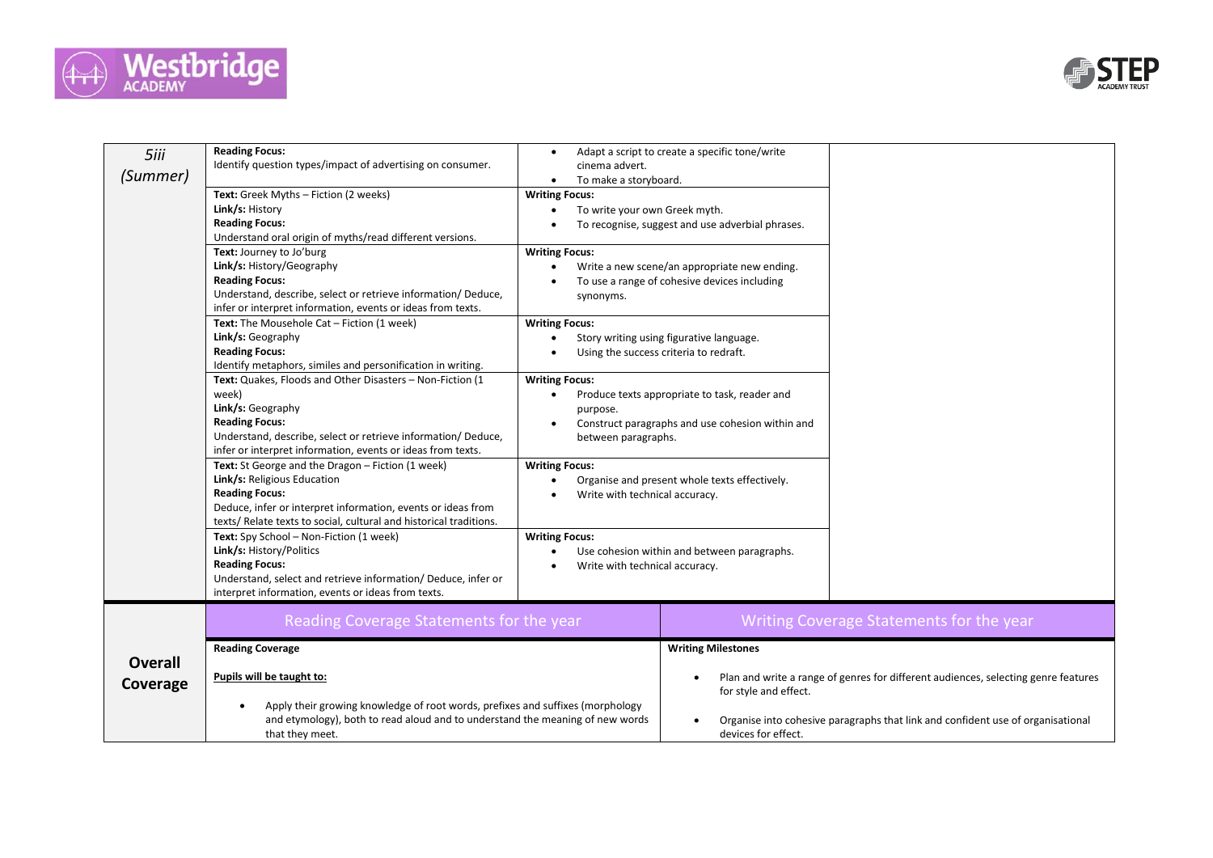| 5iii (Summer) | Reading/Text | Writing | |
|---|---|---|---|
| | **Reading Focus:** Identify question types/impact of advertising on consumer. | • Adapt a script to create a specific tone/write cinema advert. • To make a storyboard. | |
| | **Text:** Greek Myths – Fiction (2 weeks) **Link/s:** History **Reading Focus:** Understand oral origin of myths/read different versions. | **Writing Focus:** • To write your own Greek myth. • To recognise, suggest and use adverbial phrases. | |
| | **Text:** Journey to Jo'burg **Link/s:** History/Geography **Reading Focus:** Understand, describe, select or retrieve information/ Deduce, infer or interpret information, events or ideas from texts. | **Writing Focus:** • Write a new scene/an appropriate new ending. • To use a range of cohesive devices including synonyms. | |
| | **Text:** The Mousehole Cat – Fiction (1 week) **Link/s:** Geography **Reading Focus:** Identify metaphors, similes and personification in writing. | **Writing Focus:** • Story writing using figurative language. • Using the success criteria to redraft. | |
| | **Text:** Quakes, Floods and Other Disasters – Non-Fiction (1 week) **Link/s:** Geography **Reading Focus:** Understand, describe, select or retrieve information/ Deduce, infer or interpret information, events or ideas from texts. | **Writing Focus:** • Produce texts appropriate to task, reader and purpose. • Construct paragraphs and use cohesion within and between paragraphs. | |
| | **Text:** St George and the Dragon – Fiction (1 week) **Link/s:** Religious Education **Reading Focus:** Deduce, infer or interpret information, events or ideas from texts/ Relate texts to social, cultural and historical traditions. | **Writing Focus:** • Organise and present whole texts effectively. • Write with technical accuracy. | |
| | **Text:** Spy School – Non-Fiction (1 week) **Link/s:** History/Politics **Reading Focus:** Understand, select and retrieve information/ Deduce, infer or interpret information, events or ideas from texts. | **Writing Focus:** • Use cohesion within and between paragraphs. • Write with technical accuracy. | |

| **Overall Coverage** | Reading Coverage Statements for the year | Writing Coverage Statements for the year |
|---|---|---|
| | **Reading Coverage** **Pupils will be taught to:** • Apply their growing knowledge of root words, prefixes and suffixes (morphology and etymology), both to read aloud and to understand the meaning of new words that they meet. | **Writing Milestones** • Plan and write a range of genres for different audiences, selecting genre features for style and effect. • Organise into cohesive paragraphs that link and confident use of organisational devices for effect. |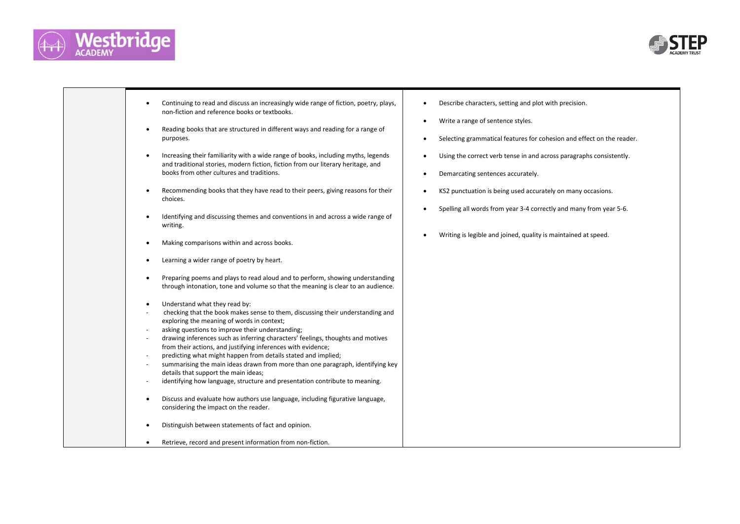| | | |
|---|---|---|
| | • Continuing to read and discuss an increasingly wide range of fiction, poetry, plays, non-fiction and reference books or textbooks.<br><br>• Reading books that are structured in different ways and reading for a range of purposes.<br><br>• Increasing their familiarity with a wide range of books, including myths, legends and traditional stories, modern fiction, fiction from our literary heritage, and books from other cultures and traditions.<br><br>• Recommending books that they have read to their peers, giving reasons for their choices.<br><br>• Identifying and discussing themes and conventions in and across a wide range of writing.<br><br>• Making comparisons within and across books.<br><br>• Learning a wider range of poetry by heart.<br><br>• Preparing poems and plays to read aloud and to perform, showing understanding through intonation, tone and volume so that the meaning is clear to an audience.<br><br>• Understand what they read by:<br>- checking that the book makes sense to them, discussing their understanding and exploring the meaning of words in context;<br>- asking questions to improve their understanding;<br>- drawing inferences such as inferring characters' feelings, thoughts and motives from their actions, and justifying inferences with evidence;<br>- predicting what might happen from details stated and implied;<br>- summarising the main ideas drawn from more than one paragraph, identifying key details that support the main ideas;<br>- identifying how language, structure and presentation contribute to meaning.<br><br>• Discuss and evaluate how authors use language, including figurative language, considering the impact on the reader.<br><br>• Distinguish between statements of fact and opinion.<br><br>• Retrieve, record and present information from non-fiction. | • Describe characters, setting and plot with precision.<br><br>• Write a range of sentence styles.<br><br>• Selecting grammatical features for cohesion and effect on the reader.<br><br>• Using the correct verb tense in and across paragraphs consistently.<br><br>• Demarcating sentences accurately.<br><br>• KS2 punctuation is being used accurately on many occasions.<br><br>• Spelling all words from year 3-4 correctly and many from year 5-6.<br><br>• Writing is legible and joined, quality is maintained at speed. |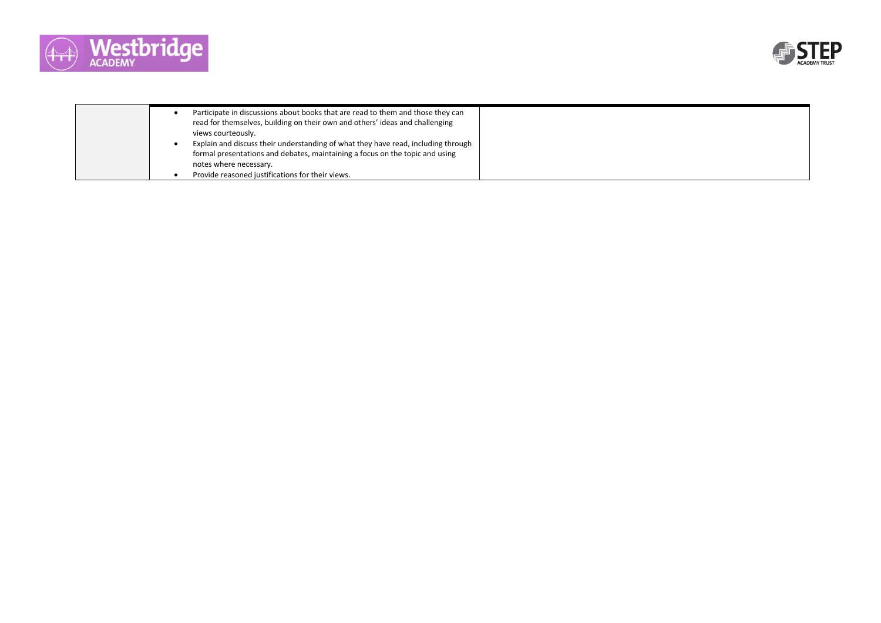| | | |
|---|---|---|
| | • Participate in discussions about books that are read to them and those they can read for themselves, building on their own and others' ideas and challenging views courteously.<br>• Explain and discuss their understanding of what they have read, including through formal presentations and debates, maintaining a focus on the topic and using notes where necessary.<br>• Provide reasoned justifications for their views. | |